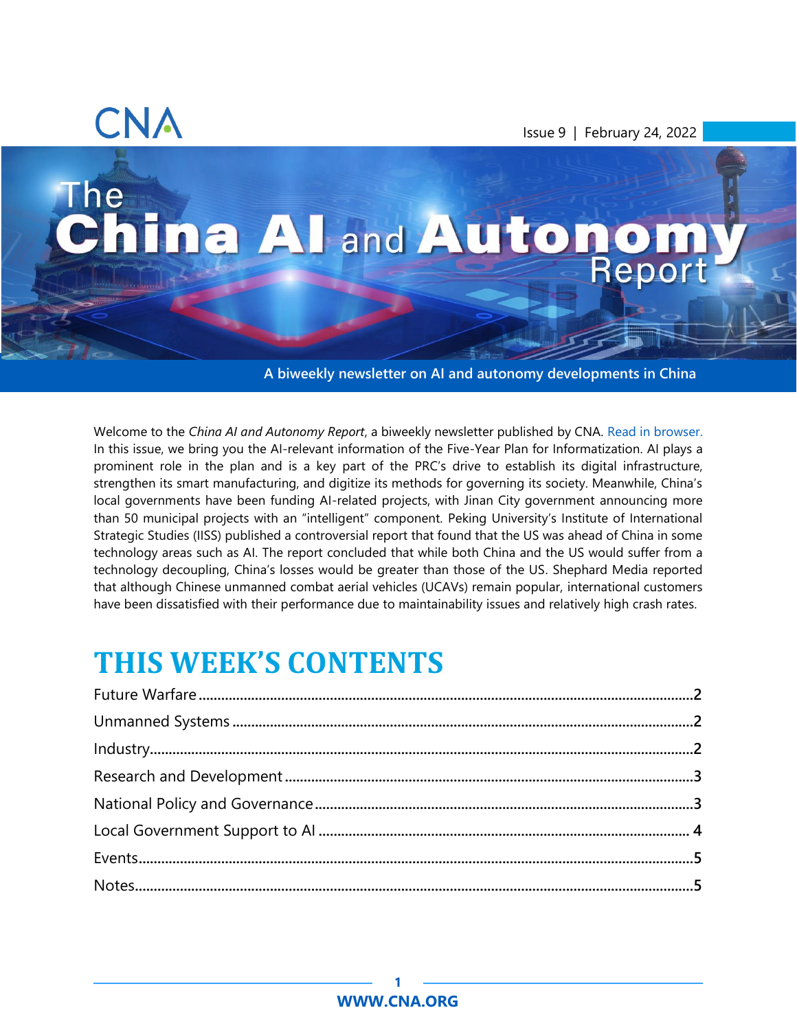Issue 9 | February 24, 2022

# The China AI and Autonomy Report

A biweekly newsletter on AI and autonomy developments in China

Welcome to the *China AI and Autonomy Report*, a biweekly newsletter published by CNA. Read in browser. In this issue, we bring you the AI-relevant information of the Five-Year Plan for Informatization. AI plays a prominent role in the plan and is a key part of the PRC's drive to establish its digital infrastructure, strengthen its smart manufacturing, and digitize its methods for governing its society. Meanwhile, China's local governments have been funding AI-related projects, with Jinan City government announcing more than 50 municipal projects with an "intelligent" component. Peking University's Institute of International Strategic Studies (IISS) published a controversial report that found that the US was ahead of China in some technology areas such as AI. The report concluded that while both China and the US would suffer from a technology decoupling, China's losses would be greater than those of the US. Shephard Media reported that although Chinese unmanned combat aerial vehicles (UCAVs) remain popular, international customers have been dissatisfied with their performance due to maintainability issues and relatively high crash rates.

## THIS WEEK'S CONTENTS

- Future Warfare ..... 2
- Unmanned Systems ..... 2
- Industry ..... 2
- Research and Development ..... 3
- National Policy and Governance ..... 3
- Local Government Support to AI ..... 4
- Events ..... 5
- Notes ..... 5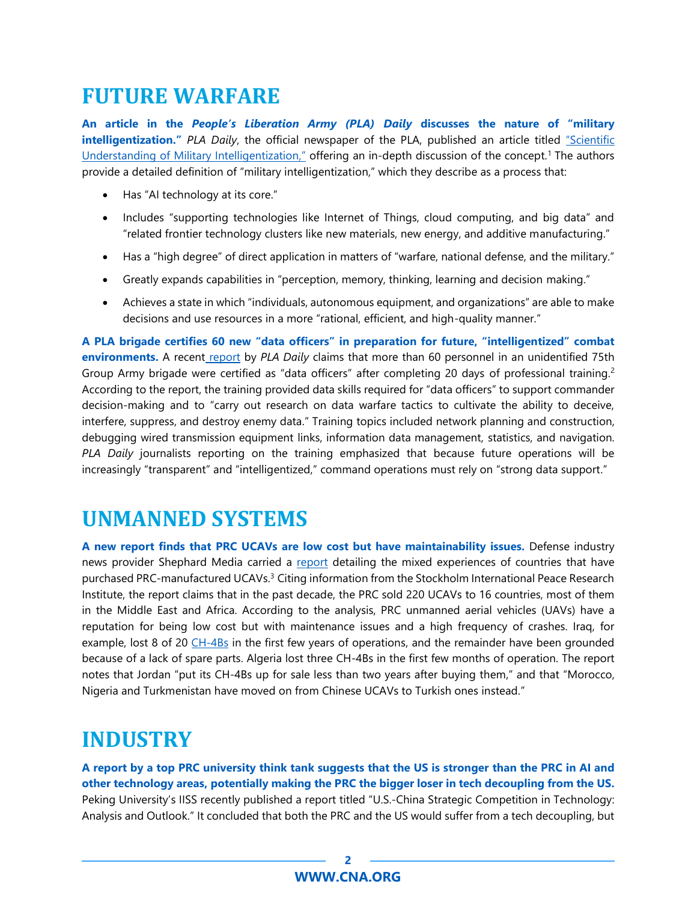# FUTURE WARFARE

**An article in the *People's Liberation Army (PLA) Daily* discusses the nature of "military intelligentization."** *PLA Daily*, the official newspaper of the PLA, published an article titled "Scientific Understanding of Military Intelligentization," offering an in-depth discussion of the concept.[1] The authors provide a detailed definition of "military intelligentization," which they describe as a process that:

- Has "AI technology at its core."
- Includes "supporting technologies like Internet of Things, cloud computing, and big data" and "related frontier technology clusters like new materials, new energy, and additive manufacturing."
- Has a "high degree" of direct application in matters of "warfare, national defense, and the military."
- Greatly expands capabilities in "perception, memory, thinking, learning and decision making."
- Achieves a state in which "individuals, autonomous equipment, and organizations" are able to make decisions and use resources in a more "rational, efficient, and high-quality manner."

**A PLA brigade certifies 60 new "data officers" in preparation for future, "intelligentized" combat environments.** A recent report by *PLA Daily* claims that more than 60 personnel in an unidentified 75th Group Army brigade were certified as "data officers" after completing 20 days of professional training.[2] According to the report, the training provided data skills required for "data officers" to support commander decision-making and to "carry out research on data warfare tactics to cultivate the ability to deceive, interfere, suppress, and destroy enemy data." Training topics included network planning and construction, debugging wired transmission equipment links, information data management, statistics, and navigation. *PLA Daily* journalists reporting on the training emphasized that because future operations will be increasingly "transparent" and "intelligentized," command operations must rely on "strong data support."

# UNMANNED SYSTEMS

**A new report finds that PRC UCAVs are low cost but have maintainability issues.** Defense industry news provider Shephard Media carried a report detailing the mixed experiences of countries that have purchased PRC-manufactured UCAVs.[3] Citing information from the Stockholm International Peace Research Institute, the report claims that in the past decade, the PRC sold 220 UCAVs to 16 countries, most of them in the Middle East and Africa. According to the analysis, PRC unmanned aerial vehicles (UAVs) have a reputation for being low cost but with maintenance issues and a high frequency of crashes. Iraq, for example, lost 8 of 20 CH-4Bs in the first few years of operations, and the remainder have been grounded because of a lack of spare parts. Algeria lost three CH-4Bs in the first few months of operation. The report notes that Jordan "put its CH-4Bs up for sale less than two years after buying them," and that "Morocco, Nigeria and Turkmenistan have moved on from Chinese UCAVs to Turkish ones instead."

# INDUSTRY

**A report by a top PRC university think tank suggests that the US is stronger than the PRC in AI and other technology areas, potentially making the PRC the bigger loser in tech decoupling from the US.** Peking University's IISS recently published a report titled "U.S.-China Strategic Competition in Technology: Analysis and Outlook." It concluded that both the PRC and the US would suffer from a tech decoupling, but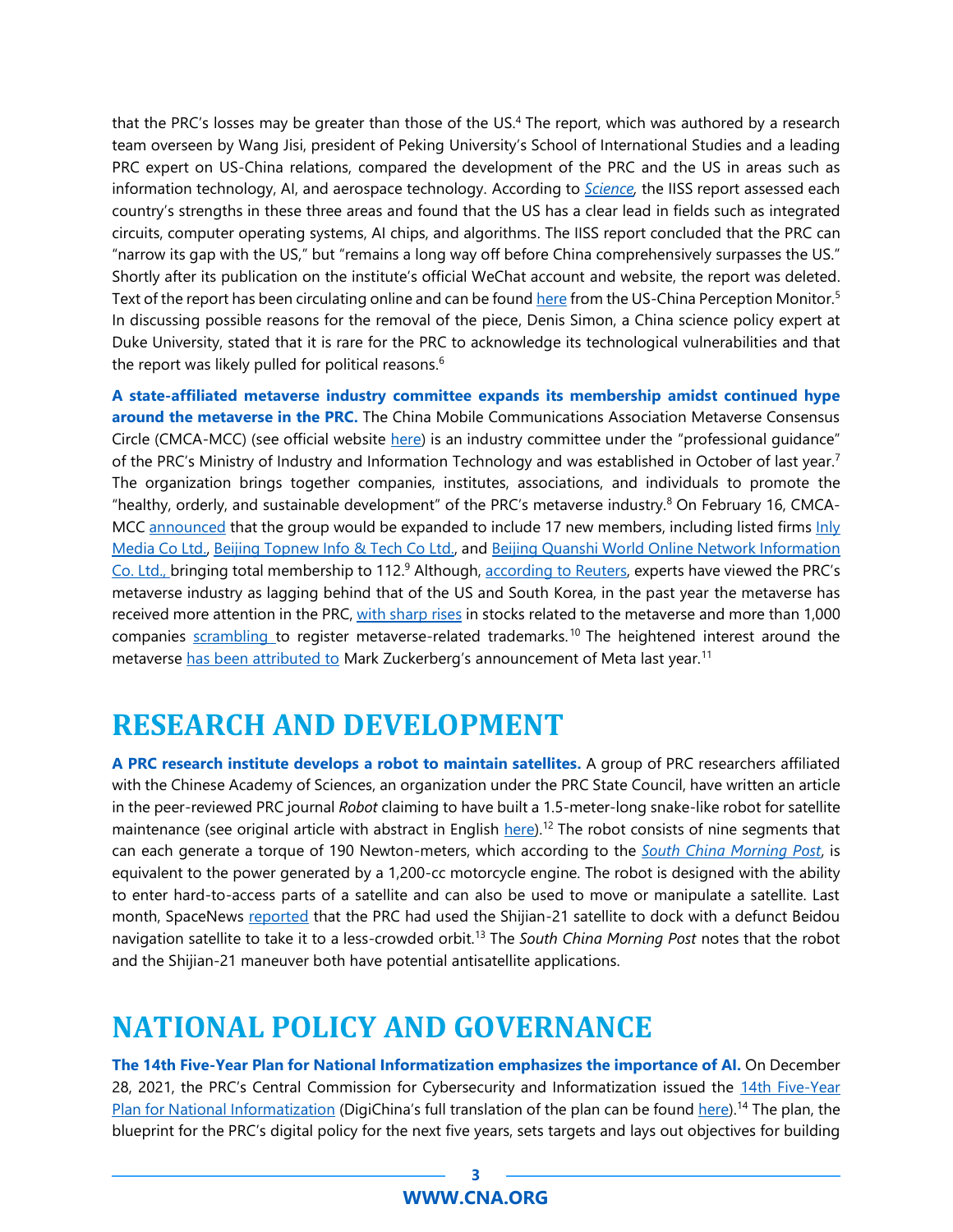that the PRC's losses may be greater than those of the US.[4] The report, which was authored by a research team overseen by Wang Jisi, president of Peking University's School of International Studies and a leading PRC expert on US-China relations, compared the development of the PRC and the US in areas such as information technology, AI, and aerospace technology. According to *Science,* the IISS report assessed each country's strengths in these three areas and found that the US has a clear lead in fields such as integrated circuits, computer operating systems, AI chips, and algorithms. The IISS report concluded that the PRC can "narrow its gap with the US," but "remains a long way off before China comprehensively surpasses the US." Shortly after its publication on the institute's official WeChat account and website, the report was deleted. Text of the report has been circulating online and can be found here from the US-China Perception Monitor.[5] In discussing possible reasons for the removal of the piece, Denis Simon, a China science policy expert at Duke University, stated that it is rare for the PRC to acknowledge its technological vulnerabilities and that the report was likely pulled for political reasons.[6]

**A state-affiliated metaverse industry committee expands its membership amidst continued hype around the metaverse in the PRC.** The China Mobile Communications Association Metaverse Consensus Circle (CMCA-MCC) (see official website here) is an industry committee under the "professional guidance" of the PRC's Ministry of Industry and Information Technology and was established in October of last year.[7] The organization brings together companies, institutes, associations, and individuals to promote the "healthy, orderly, and sustainable development" of the PRC's metaverse industry.[8] On February 16, CMCA-MCC announced that the group would be expanded to include 17 new members, including listed firms Inly Media Co Ltd., Beijing Topnew Info & Tech Co Ltd., and Beijing Quanshi World Online Network Information Co. Ltd., bringing total membership to 112.[9] Although, according to Reuters, experts have viewed the PRC's metaverse industry as lagging behind that of the US and South Korea, in the past year the metaverse has received more attention in the PRC, with sharp rises in stocks related to the metaverse and more than 1,000 companies scrambling to register metaverse-related trademarks.[10] The heightened interest around the metaverse has been attributed to Mark Zuckerberg's announcement of Meta last year.[11]

# RESEARCH AND DEVELOPMENT

**A PRC research institute develops a robot to maintain satellites.** A group of PRC researchers affiliated with the Chinese Academy of Sciences, an organization under the PRC State Council, have written an article in the peer-reviewed PRC journal *Robot* claiming to have built a 1.5-meter-long snake-like robot for satellite maintenance (see original article with abstract in English here).[12] The robot consists of nine segments that can each generate a torque of 190 Newton-meters, which according to the *South China Morning Post*, is equivalent to the power generated by a 1,200-cc motorcycle engine. The robot is designed with the ability to enter hard-to-access parts of a satellite and can also be used to move or manipulate a satellite. Last month, SpaceNews reported that the PRC had used the Shijian-21 satellite to dock with a defunct Beidou navigation satellite to take it to a less-crowded orbit.[13] The *South China Morning Post* notes that the robot and the Shijian-21 maneuver both have potential antisatellite applications.

# NATIONAL POLICY AND GOVERNANCE

**The 14th Five-Year Plan for National Informatization emphasizes the importance of AI.** On December 28, 2021, the PRC's Central Commission for Cybersecurity and Informatization issued the 14th Five-Year Plan for National Informatization (DigiChina's full translation of the plan can be found here).[14] The plan, the blueprint for the PRC's digital policy for the next five years, sets targets and lays out objectives for building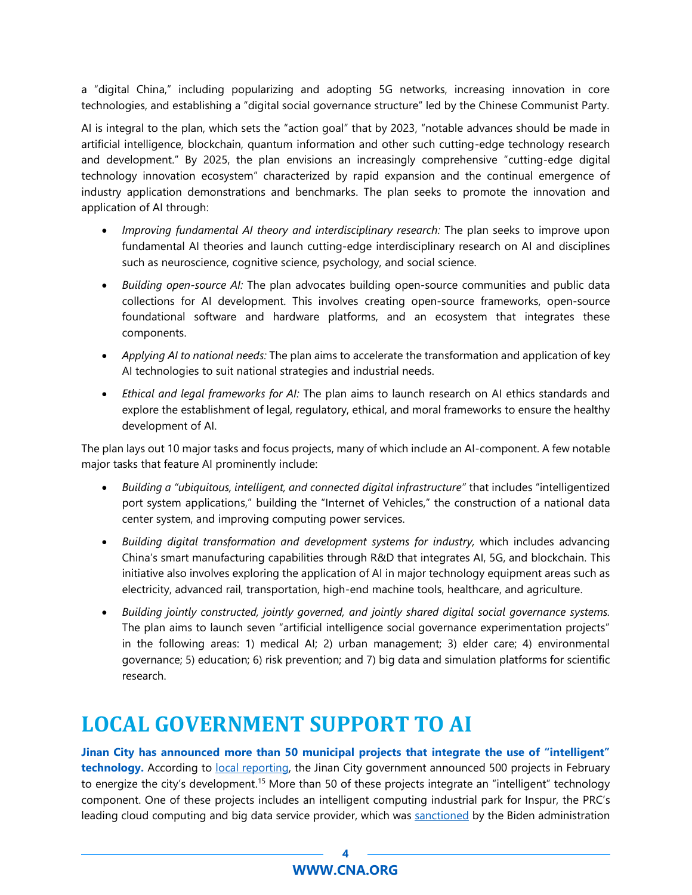a "digital China," including popularizing and adopting 5G networks, increasing innovation in core technologies, and establishing a "digital social governance structure" led by the Chinese Communist Party.

AI is integral to the plan, which sets the "action goal" that by 2023, "notable advances should be made in artificial intelligence, blockchain, quantum information and other such cutting-edge technology research and development." By 2025, the plan envisions an increasingly comprehensive "cutting-edge digital technology innovation ecosystem" characterized by rapid expansion and the continual emergence of industry application demonstrations and benchmarks. The plan seeks to promote the innovation and application of AI through:

- *Improving fundamental AI theory and interdisciplinary research:* The plan seeks to improve upon fundamental AI theories and launch cutting-edge interdisciplinary research on AI and disciplines such as neuroscience, cognitive science, psychology, and social science.
- *Building open-source AI:* The plan advocates building open-source communities and public data collections for AI development. This involves creating open-source frameworks, open-source foundational software and hardware platforms, and an ecosystem that integrates these components.
- *Applying AI to national needs:* The plan aims to accelerate the transformation and application of key AI technologies to suit national strategies and industrial needs.
- *Ethical and legal frameworks for AI:* The plan aims to launch research on AI ethics standards and explore the establishment of legal, regulatory, ethical, and moral frameworks to ensure the healthy development of AI.

The plan lays out 10 major tasks and focus projects, many of which include an AI-component. A few notable major tasks that feature AI prominently include:

- *Building a "ubiquitous, intelligent, and connected digital infrastructure"* that includes "intelligentized port system applications," building the "Internet of Vehicles," the construction of a national data center system, and improving computing power services.
- *Building digital transformation and development systems for industry,* which includes advancing China's smart manufacturing capabilities through R&D that integrates AI, 5G, and blockchain. This initiative also involves exploring the application of AI in major technology equipment areas such as electricity, advanced rail, transportation, high-end machine tools, healthcare, and agriculture.
- *Building jointly constructed, jointly governed, and jointly shared digital social governance systems.* The plan aims to launch seven "artificial intelligence social governance experimentation projects" in the following areas: 1) medical AI; 2) urban management; 3) elder care; 4) environmental governance; 5) education; 6) risk prevention; and 7) big data and simulation platforms for scientific research.

# LOCAL GOVERNMENT SUPPORT TO AI

**Jinan City has announced more than 50 municipal projects that integrate the use of "intelligent" technology.** According to local reporting, the Jinan City government announced 500 projects in February to energize the city's development.[15] More than 50 of these projects integrate an "intelligent" technology component. One of these projects includes an intelligent computing industrial park for Inspur, the PRC's leading cloud computing and big data service provider, which was sanctioned by the Biden administration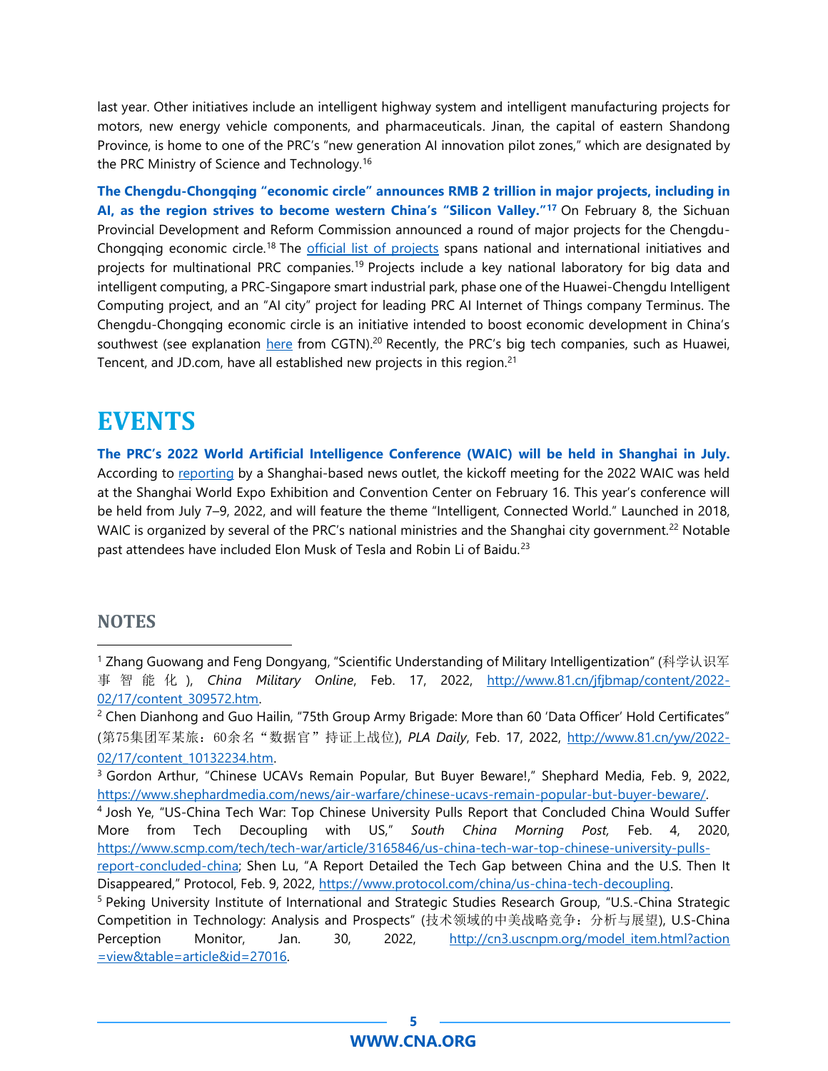last year. Other initiatives include an intelligent highway system and intelligent manufacturing projects for motors, new energy vehicle components, and pharmaceuticals. Jinan, the capital of eastern Shandong Province, is home to one of the PRC's "new generation AI innovation pilot zones," which are designated by the PRC Ministry of Science and Technology.[16]

**The Chengdu-Chongqing "economic circle" announces RMB 2 trillion in major projects, including in AI, as the region strives to become western China's "Silicon Valley."[17]** On February 8, the Sichuan Provincial Development and Reform Commission announced a round of major projects for the Chengdu-Chongqing economic circle.[18] The official list of projects spans national and international initiatives and projects for multinational PRC companies.[19] Projects include a key national laboratory for big data and intelligent computing, a PRC-Singapore smart industrial park, phase one of the Huawei-Chengdu Intelligent Computing project, and an "AI city" project for leading PRC AI Internet of Things company Terminus. The Chengdu-Chongqing economic circle is an initiative intended to boost economic development in China's southwest (see explanation here from CGTN).[20] Recently, the PRC's big tech companies, such as Huawei, Tencent, and JD.com, have all established new projects in this region.[21]

# EVENTS

**The PRC's 2022 World Artificial Intelligence Conference (WAIC) will be held in Shanghai in July.** According to reporting by a Shanghai-based news outlet, the kickoff meeting for the 2022 WAIC was held at the Shanghai World Expo Exhibition and Convention Center on February 16. This year's conference will be held from July 7–9, 2022, and will feature the theme "Intelligent, Connected World." Launched in 2018, WAIC is organized by several of the PRC's national ministries and the Shanghai city government.[22] Notable past attendees have included Elon Musk of Tesla and Robin Li of Baidu.[23]

## NOTES

[1] Zhang Guowang and Feng Dongyang, "Scientific Understanding of Military Intelligentization" (科学认识军事智能化), *China Military Online*, Feb. 17, 2022, http://www.81.cn/jfjbmap/content/2022-02/17/content_309572.htm.

[2] Chen Dianhong and Guo Hailin, "75th Group Army Brigade: More than 60 'Data Officer' Hold Certificates" (第75集团军某旅：60余名"数据官"持证上战位), *PLA Daily*, Feb. 17, 2022, http://www.81.cn/yw/2022-02/17/content_10132234.htm.

[3] Gordon Arthur, "Chinese UCAVs Remain Popular, But Buyer Beware!," Shephard Media, Feb. 9, 2022, https://www.shephardmedia.com/news/air-warfare/chinese-ucavs-remain-popular-but-buyer-beware/.

[4] Josh Ye, "US-China Tech War: Top Chinese University Pulls Report that Concluded China Would Suffer More from Tech Decoupling with US," *South China Morning Post,* Feb. 4, 2020, https://www.scmp.com/tech/tech-war/article/3165846/us-china-tech-war-top-chinese-university-pulls-report-concluded-china; Shen Lu, "A Report Detailed the Tech Gap between China and the U.S. Then It Disappeared," Protocol, Feb. 9, 2022, https://www.protocol.com/china/us-china-tech-decoupling.

[5] Peking University Institute of International and Strategic Studies Research Group, "U.S.-China Strategic Competition in Technology: Analysis and Prospects" (技术领域的中美战略竞争：分析与展望), U.S-China Perception Monitor, Jan. 30, 2022, http://cn3.uscnpm.org/model_item.html?action=view&table=article&id=27016.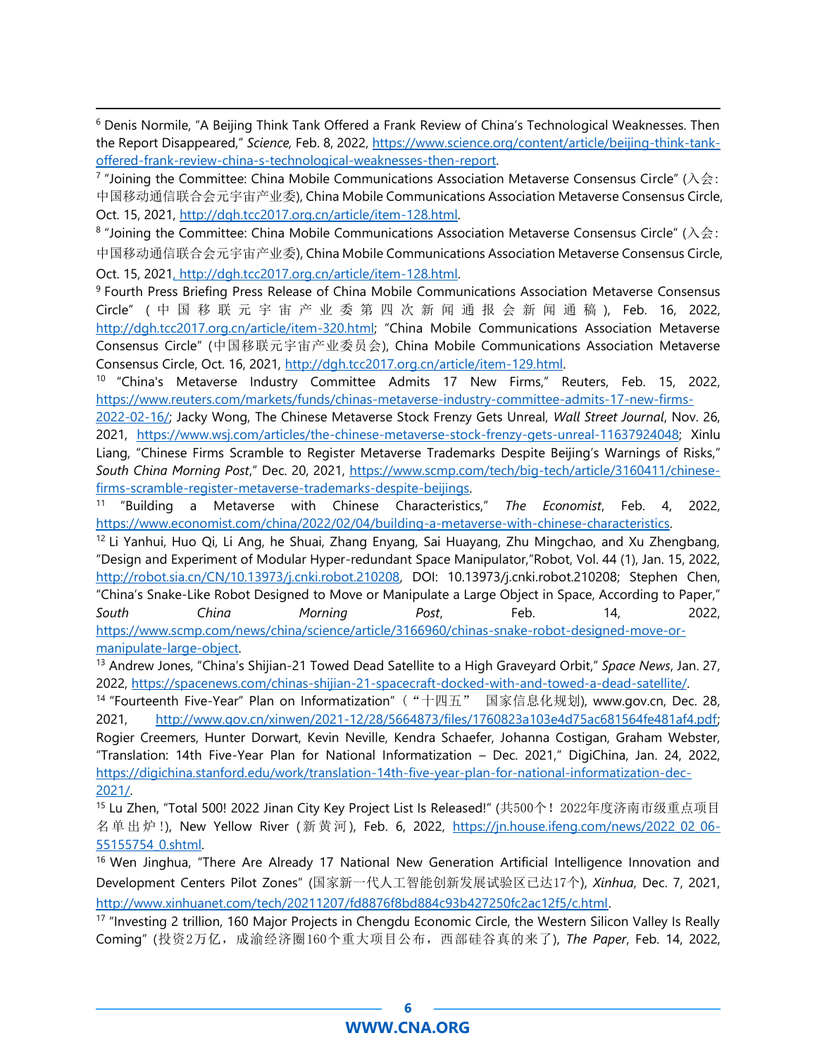[6] Denis Normile, "A Beijing Think Tank Offered a Frank Review of China's Technological Weaknesses. Then the Report Disappeared," *Science,* Feb. 8, 2022, https://www.science.org/content/article/beijing-think-tank-offered-frank-review-china-s-technological-weaknesses-then-report.

[7] "Joining the Committee: China Mobile Communications Association Metaverse Consensus Circle" (入会：中国移动通信联合会元宇宙产业委), China Mobile Communications Association Metaverse Consensus Circle, Oct. 15, 2021, http://dgh.tcc2017.org.cn/article/item-128.html.

[8] "Joining the Committee: China Mobile Communications Association Metaverse Consensus Circle" (入会：中国移动通信联合会元宇宙产业委), China Mobile Communications Association Metaverse Consensus Circle, Oct. 15, 2021, http://dgh.tcc2017.org.cn/article/item-128.html.

[9] Fourth Press Briefing Press Release of China Mobile Communications Association Metaverse Consensus Circle" (中国移联元宇宙产业委第四次新闻通报会新闻通稿), Feb. 16, 2022, http://dgh.tcc2017.org.cn/article/item-320.html; "China Mobile Communications Association Metaverse Consensus Circle" (中国移联元宇宙产业委员会), China Mobile Communications Association Metaverse Consensus Circle, Oct. 16, 2021, http://dgh.tcc2017.org.cn/article/item-129.html.

[10] "China's Metaverse Industry Committee Admits 17 New Firms," Reuters, Feb. 15, 2022, https://www.reuters.com/markets/funds/chinas-metaverse-industry-committee-admits-17-new-firms-2022-02-16/; Jacky Wong, The Chinese Metaverse Stock Frenzy Gets Unreal, *Wall Street Journal*, Nov. 26, 2021, https://www.wsj.com/articles/the-chinese-metaverse-stock-frenzy-gets-unreal-11637924048; Xinlu Liang, "Chinese Firms Scramble to Register Metaverse Trademarks Despite Beijing's Warnings of Risks," *South China Morning Post*," Dec. 20, 2021, https://www.scmp.com/tech/big-tech/article/3160411/chinese-firms-scramble-register-metaverse-trademarks-despite-beijings.

[11] "Building a Metaverse with Chinese Characteristics," *The Economist*, Feb. 4, 2022, https://www.economist.com/china/2022/02/04/building-a-metaverse-with-chinese-characteristics.

[12] Li Yanhui, Huo Qi, Li Ang, he Shuai, Zhang Enyang, Sai Huayang, Zhu Mingchao, and Xu Zhengbang, "Design and Experiment of Modular Hyper-redundant Space Manipulator,"Robot, Vol. 44 (1), Jan. 15, 2022, http://robot.sia.cn/CN/10.13973/j.cnki.robot.210208, DOI: 10.13973/j.cnki.robot.210208; Stephen Chen, "China's Snake-Like Robot Designed to Move or Manipulate a Large Object in Space, According to Paper," *South China Morning Post*, Feb. 14, 2022, https://www.scmp.com/news/china/science/article/3166960/chinas-snake-robot-designed-move-or-manipulate-large-object.

[13] Andrew Jones, "China's Shijian-21 Towed Dead Satellite to a High Graveyard Orbit," *Space News*, Jan. 27, 2022, https://spacenews.com/chinas-shijian-21-spacecraft-docked-with-and-towed-a-dead-satellite/.

[14] "Fourteenth Five-Year" Plan on Informatization" ("十四五" 国家信息化规划), www.gov.cn, Dec. 28, 2021, http://www.gov.cn/xinwen/2021-12/28/5664873/files/1760823a103e4d75ac681564fe481af4.pdf; Rogier Creemers, Hunter Dorwart, Kevin Neville, Kendra Schaefer, Johanna Costigan, Graham Webster, "Translation: 14th Five-Year Plan for National Informatization – Dec. 2021," DigiChina, Jan. 24, 2022, https://digichina.stanford.edu/work/translation-14th-five-year-plan-for-national-informatization-dec-2021/.

[15] Lu Zhen, "Total 500! 2022 Jinan City Key Project List Is Released!" (共500个！2022年度济南市级重点项目名单出炉！), New Yellow River (新黄河), Feb. 6, 2022, https://jn.house.ifeng.com/news/2022_02_06-55155754_0.shtml.

[16] Wen Jinghua, "There Are Already 17 National New Generation Artificial Intelligence Innovation and Development Centers Pilot Zones" (国家新一代人工智能创新发展试验区已达17个), *Xinhua*, Dec. 7, 2021, http://www.xinhuanet.com/tech/20211207/fd8876f8bd884c93b427250fc2ac12f5/c.html.

[17] "Investing 2 trillion, 160 Major Projects in Chengdu Economic Circle, the Western Silicon Valley Is Really Coming" (投资2万亿，成渝经济圈160个重大项目公布，西部硅谷真的来了), *The Paper*, Feb. 14, 2022,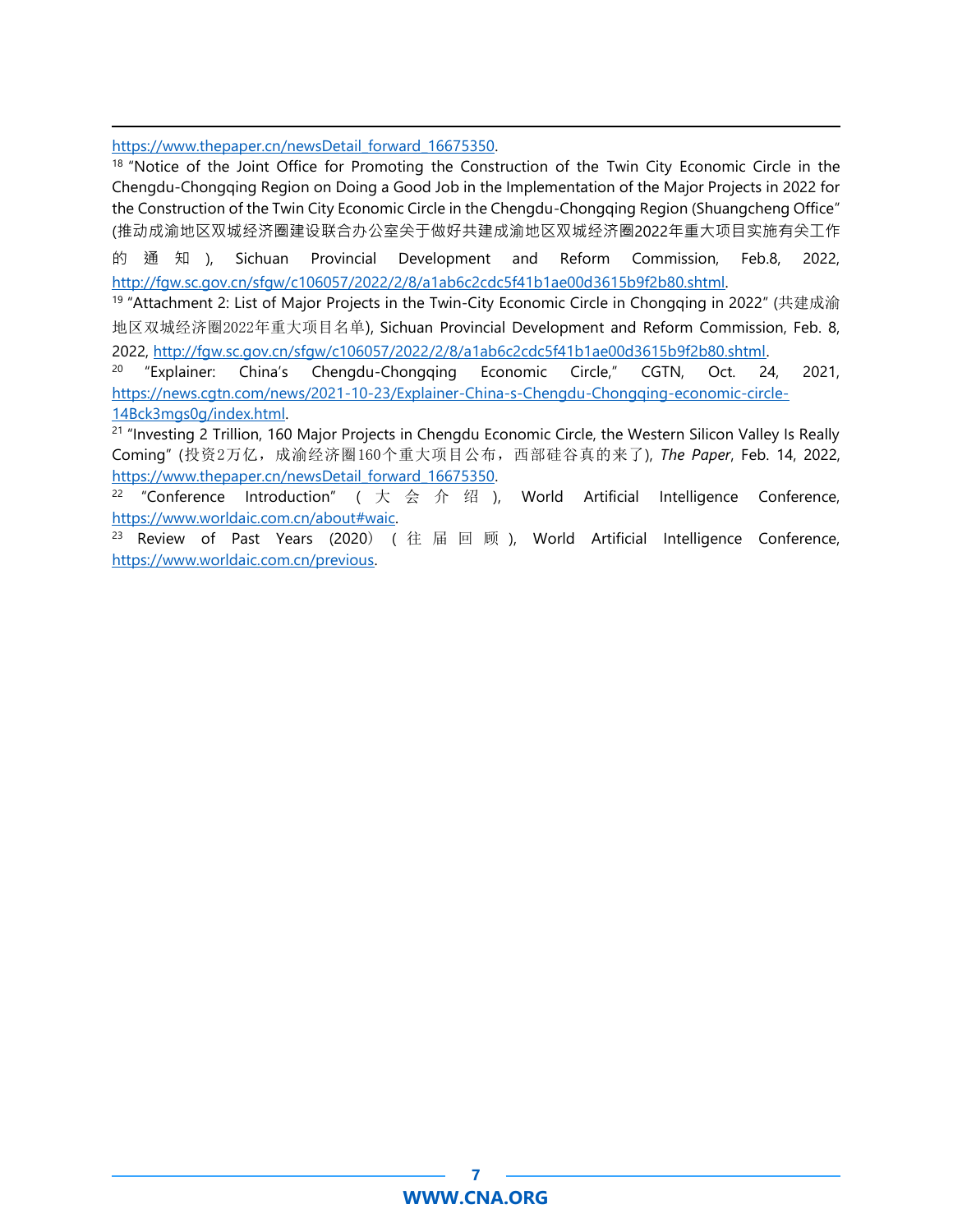https://www.thepaper.cn/newsDetail_forward_16675350.

[18] "Notice of the Joint Office for Promoting the Construction of the Twin City Economic Circle in the Chengdu-Chongqing Region on Doing a Good Job in the Implementation of the Major Projects in 2022 for the Construction of the Twin City Economic Circle in the Chengdu-Chongqing Region (Shuangcheng Office" (推动成渝地区双城经济圈建设联合办公室关于做好共建成渝地区双城经济圈2022年重大项目实施有关工作的通知), Sichuan Provincial Development and Reform Commission, Feb.8, 2022, http://fgw.sc.gov.cn/sfgw/c106057/2022/2/8/a1ab6c2cdc5f41b1ae00d3615b9f2b80.shtml.

[19] "Attachment 2: List of Major Projects in the Twin-City Economic Circle in Chongqing in 2022" (共建成渝地区双城经济圈2022年重大项目名单), Sichuan Provincial Development and Reform Commission, Feb. 8, 2022, http://fgw.sc.gov.cn/sfgw/c106057/2022/2/8/a1ab6c2cdc5f41b1ae00d3615b9f2b80.shtml.

[20] "Explainer: China's Chengdu-Chongqing Economic Circle," CGTN, Oct. 24, 2021, https://news.cgtn.com/news/2021-10-23/Explainer-China-s-Chengdu-Chongqing-economic-circle-14Bck3mgs0g/index.html.

[21] "Investing 2 Trillion, 160 Major Projects in Chengdu Economic Circle, the Western Silicon Valley Is Really Coming" (投资2万亿，成渝经济圈160个重大项目公布，西部硅谷真的来了), *The Paper*, Feb. 14, 2022, https://www.thepaper.cn/newsDetail_forward_16675350.

[22] "Conference Introduction" (大会介绍), World Artificial Intelligence Conference, https://www.worldaic.com.cn/about#waic.

[23] Review of Past Years (2020) (往届回顾), World Artificial Intelligence Conference, https://www.worldaic.com.cn/previous.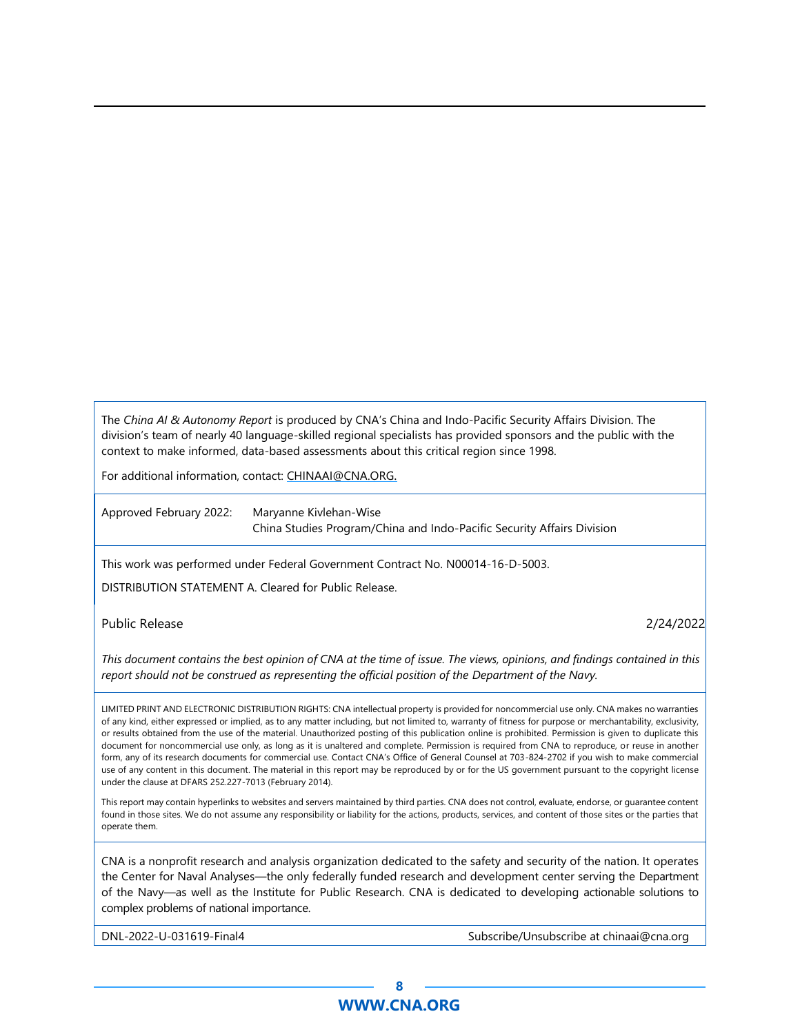The *China AI & Autonomy Report* is produced by CNA's China and Indo-Pacific Security Affairs Division. The division's team of nearly 40 language-skilled regional specialists has provided sponsors and the public with the context to make informed, data-based assessments about this critical region since 1998.

For additional information, contact: CHINAAI@CNA.ORG.

Approved February 2022: Maryanne Kivlehan-Wise
China Studies Program/China and Indo-Pacific Security Affairs Division

This work was performed under Federal Government Contract No. N00014-16-D-5003.

DISTRIBUTION STATEMENT A. Cleared for Public Release.

Public Release 2/24/2022

*This document contains the best opinion of CNA at the time of issue. The views, opinions, and findings contained in this report should not be construed as representing the official position of the Department of the Navy.*

LIMITED PRINT AND ELECTRONIC DISTRIBUTION RIGHTS: CNA intellectual property is provided for noncommercial use only. CNA makes no warranties of any kind, either expressed or implied, as to any matter including, but not limited to, warranty of fitness for purpose or merchantability, exclusivity, or results obtained from the use of the material. Unauthorized posting of this publication online is prohibited. Permission is given to duplicate this document for noncommercial use only, as long as it is unaltered and complete. Permission is required from CNA to reproduce, or reuse in another form, any of its research documents for commercial use. Contact CNA's Office of General Counsel at 703-824-2702 if you wish to make commercial use of any content in this document. The material in this report may be reproduced by or for the US government pursuant to the copyright license under the clause at DFARS 252.227-7013 (February 2014).

This report may contain hyperlinks to websites and servers maintained by third parties. CNA does not control, evaluate, endorse, or guarantee content found in those sites. We do not assume any responsibility or liability for the actions, products, services, and content of those sites or the parties that operate them.

CNA is a nonprofit research and analysis organization dedicated to the safety and security of the nation. It operates the Center for Naval Analyses—the only federally funded research and development center serving the Department of the Navy—as well as the Institute for Public Research. CNA is dedicated to developing actionable solutions to complex problems of national importance.

DNL-2022-U-031619-Final4 Subscribe/Unsubscribe at chinaai@cna.org